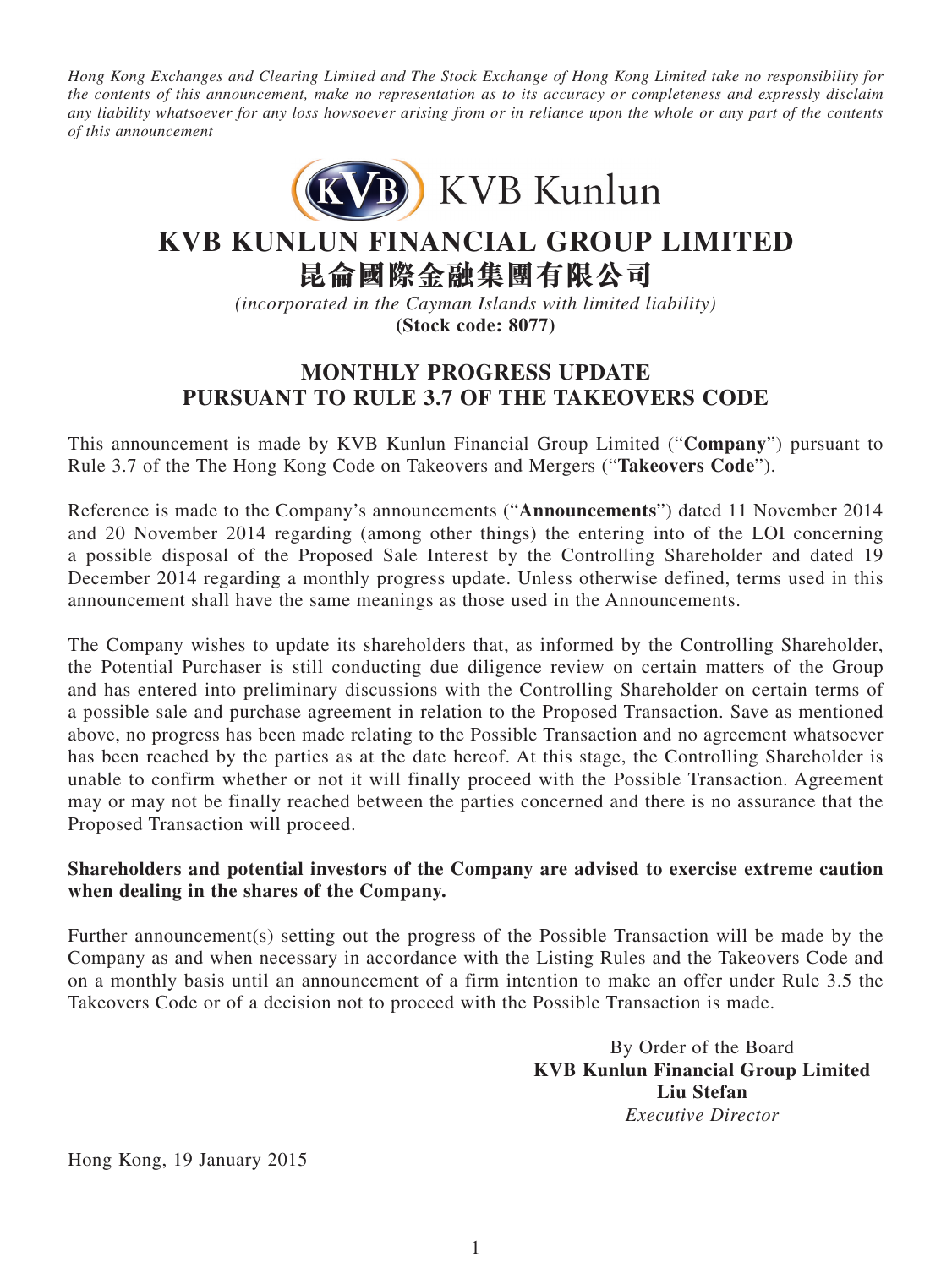*Hong Kong Exchanges and Clearing Limited and The Stock Exchange of Hong Kong Limited take no responsibility for the contents of this announcement, make no representation as to its accuracy or completeness and expressly disclaim any liability whatsoever for any loss howsoever arising from or in reliance upon the whole or any part of the contents of this announcement*

KVB Kunlun

# KVB KUNLUN FINANCIAL GROUP LIMITED
# 昆侖國際金融集團有限公司

*(incorporated in the Cayman Islands with limited liability)*
**(Stock code: 8077)**

## MONTHLY PROGRESS UPDATE PURSUANT TO RULE 3.7 OF THE TAKEOVERS CODE

This announcement is made by KVB Kunlun Financial Group Limited ("**Company**") pursuant to Rule 3.7 of the The Hong Kong Code on Takeovers and Mergers ("**Takeovers Code**").

Reference is made to the Company's announcements ("**Announcements**") dated 11 November 2014 and 20 November 2014 regarding (among other things) the entering into of the LOI concerning a possible disposal of the Proposed Sale Interest by the Controlling Shareholder and dated 19 December 2014 regarding a monthly progress update. Unless otherwise defined, terms used in this announcement shall have the same meanings as those used in the Announcements.

The Company wishes to update its shareholders that, as informed by the Controlling Shareholder, the Potential Purchaser is still conducting due diligence review on certain matters of the Group and has entered into preliminary discussions with the Controlling Shareholder on certain terms of a possible sale and purchase agreement in relation to the Proposed Transaction. Save as mentioned above, no progress has been made relating to the Possible Transaction and no agreement whatsoever has been reached by the parties as at the date hereof. At this stage, the Controlling Shareholder is unable to confirm whether or not it will finally proceed with the Possible Transaction. Agreement may or may not be finally reached between the parties concerned and there is no assurance that the Proposed Transaction will proceed.

**Shareholders and potential investors of the Company are advised to exercise extreme caution when dealing in the shares of the Company.**

Further announcement(s) setting out the progress of the Possible Transaction will be made by the Company as and when necessary in accordance with the Listing Rules and the Takeovers Code and on a monthly basis until an announcement of a firm intention to make an offer under Rule 3.5 the Takeovers Code or of a decision not to proceed with the Possible Transaction is made.

By Order of the Board
**KVB Kunlun Financial Group Limited**
**Liu Stefan**
*Executive Director*

Hong Kong, 19 January 2015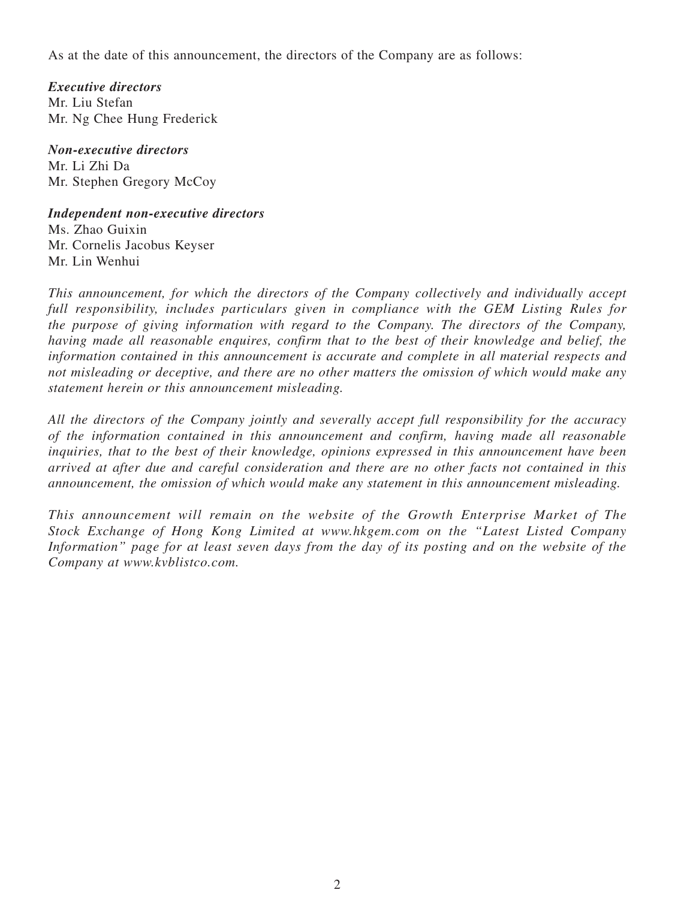As at the date of this announcement, the directors of the Company are as follows:

***Executive directors***
Mr. Liu Stefan
Mr. Ng Chee Hung Frederick

***Non-executive directors***
Mr. Li Zhi Da
Mr. Stephen Gregory McCoy

***Independent non-executive directors***
Ms. Zhao Guixin
Mr. Cornelis Jacobus Keyser
Mr. Lin Wenhui

*This announcement, for which the directors of the Company collectively and individually accept full responsibility, includes particulars given in compliance with the GEM Listing Rules for the purpose of giving information with regard to the Company. The directors of the Company, having made all reasonable enquires, confirm that to the best of their knowledge and belief, the information contained in this announcement is accurate and complete in all material respects and not misleading or deceptive, and there are no other matters the omission of which would make any statement herein or this announcement misleading.*

*All the directors of the Company jointly and severally accept full responsibility for the accuracy of the information contained in this announcement and confirm, having made all reasonable inquiries, that to the best of their knowledge, opinions expressed in this announcement have been arrived at after due and careful consideration and there are no other facts not contained in this announcement, the omission of which would make any statement in this announcement misleading.*

*This announcement will remain on the website of the Growth Enterprise Market of The Stock Exchange of Hong Kong Limited at www.hkgem.com on the "Latest Listed Company Information" page for at least seven days from the day of its posting and on the website of the Company at www.kvblistco.com.*